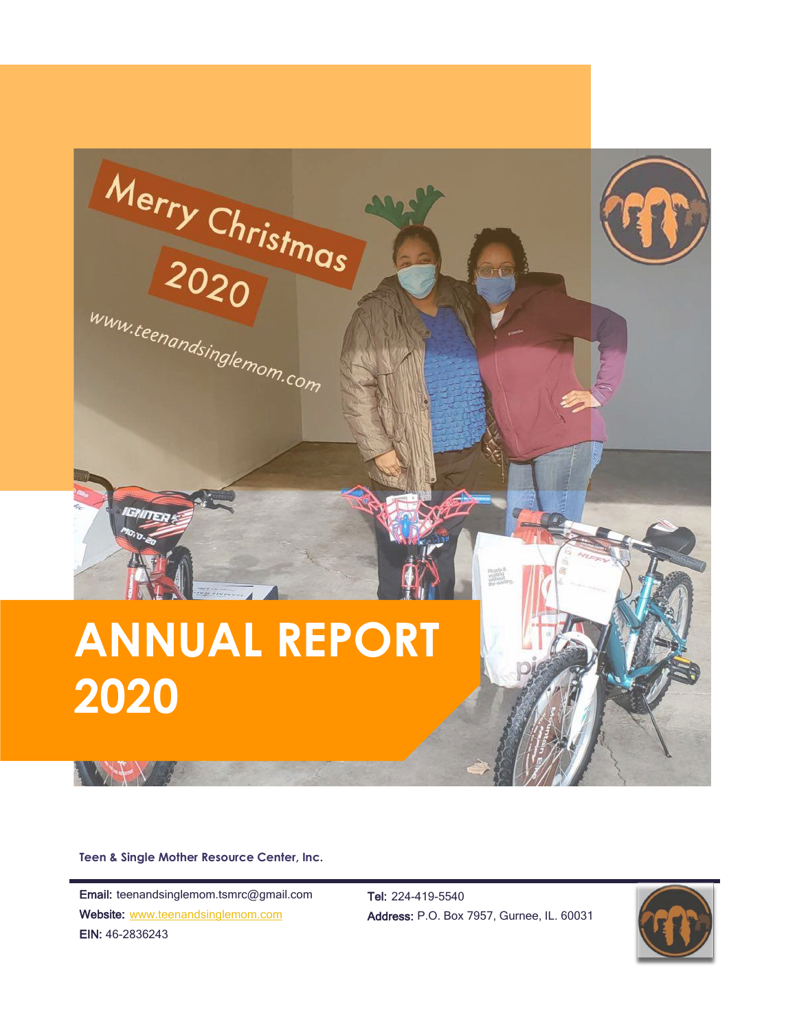# ANNUAL REPORT 2020

**Teen & Single Mother Resource Center, Inc.**

**Email:** teenandsinglemom.tsmrc@gmail.com
**Website:** www.teenandsinglemom.com
**EIN:** 46-2836243

**Tel:** 224-419-5540
**Address:** P.O. Box 7957, Gurnee, IL. 60031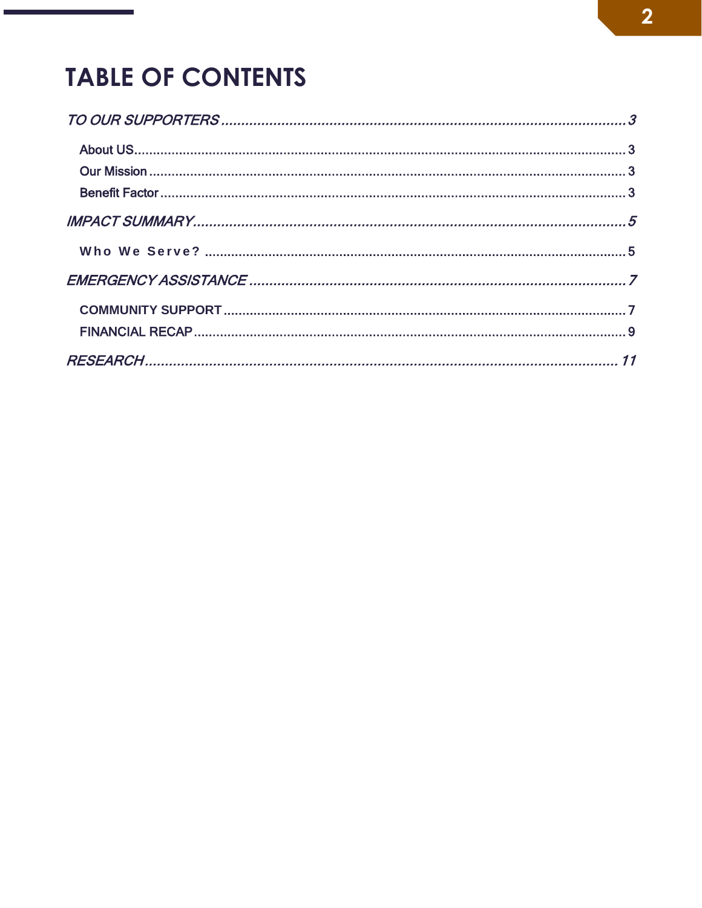# TABLE OF CONTENTS

*TO OUR SUPPORTERS* ........................................................................................................ *3*

About US........................................................................................................................ 3

Our Mission ................................................................................................................... 3

Benefit Factor ................................................................................................................ 3

*IMPACT SUMMARY*............................................................................................................ *5*

Who We Serve? .............................................................................................................. 5

*EMERGENCY ASSISTANCE* .............................................................................................. *7*

COMMUNITY SUPPORT ................................................................................................ 7

FINANCIAL RECAP ........................................................................................................ 9

*RESEARCH* ........................................................................................................................ *11*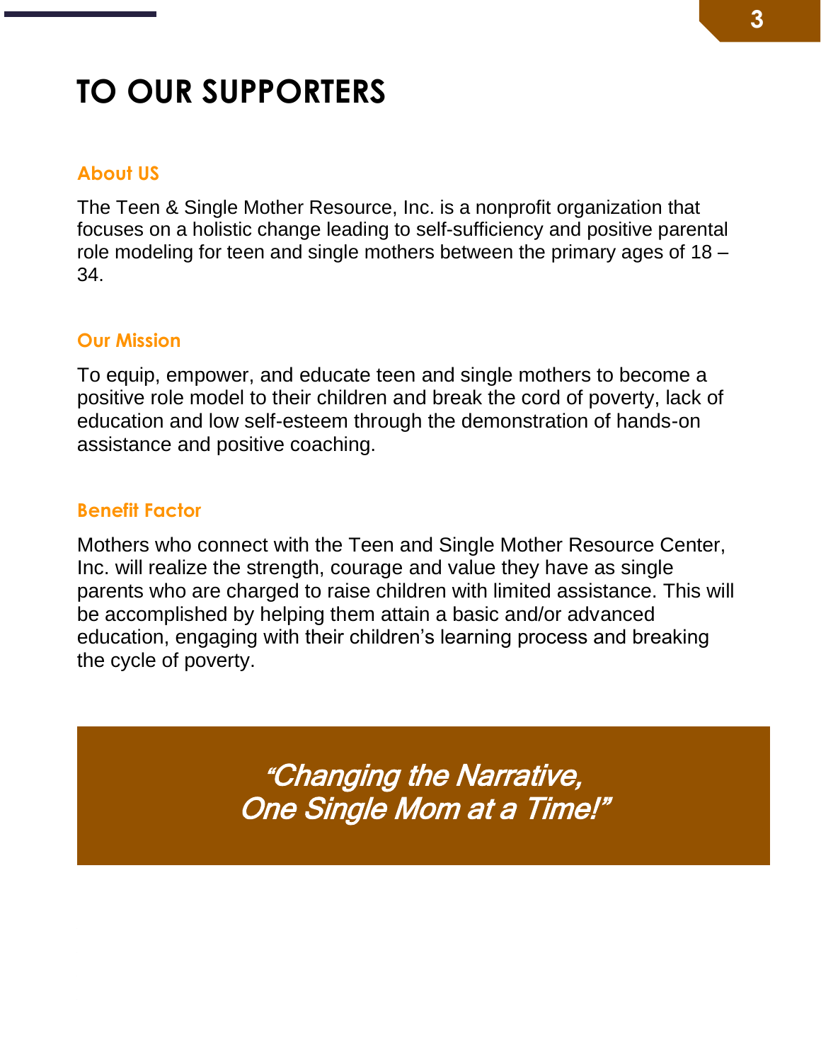# TO OUR SUPPORTERS

## About US

The Teen & Single Mother Resource, Inc. is a nonprofit organization that focuses on a holistic change leading to self-sufficiency and positive parental role modeling for teen and single mothers between the primary ages of 18 – 34.

## Our Mission

To equip, empower, and educate teen and single mothers to become a positive role model to their children and break the cord of poverty, lack of education and low self-esteem through the demonstration of hands-on assistance and positive coaching.

## Benefit Factor

Mothers who connect with the Teen and Single Mother Resource Center, Inc. will realize the strength, courage and value they have as single parents who are charged to raise children with limited assistance. This will be accomplished by helping them attain a basic and/or advanced education, engaging with their children's learning process and breaking the cycle of poverty.

> *"Changing the Narrative,*
> *One Single Mom at a Time!"*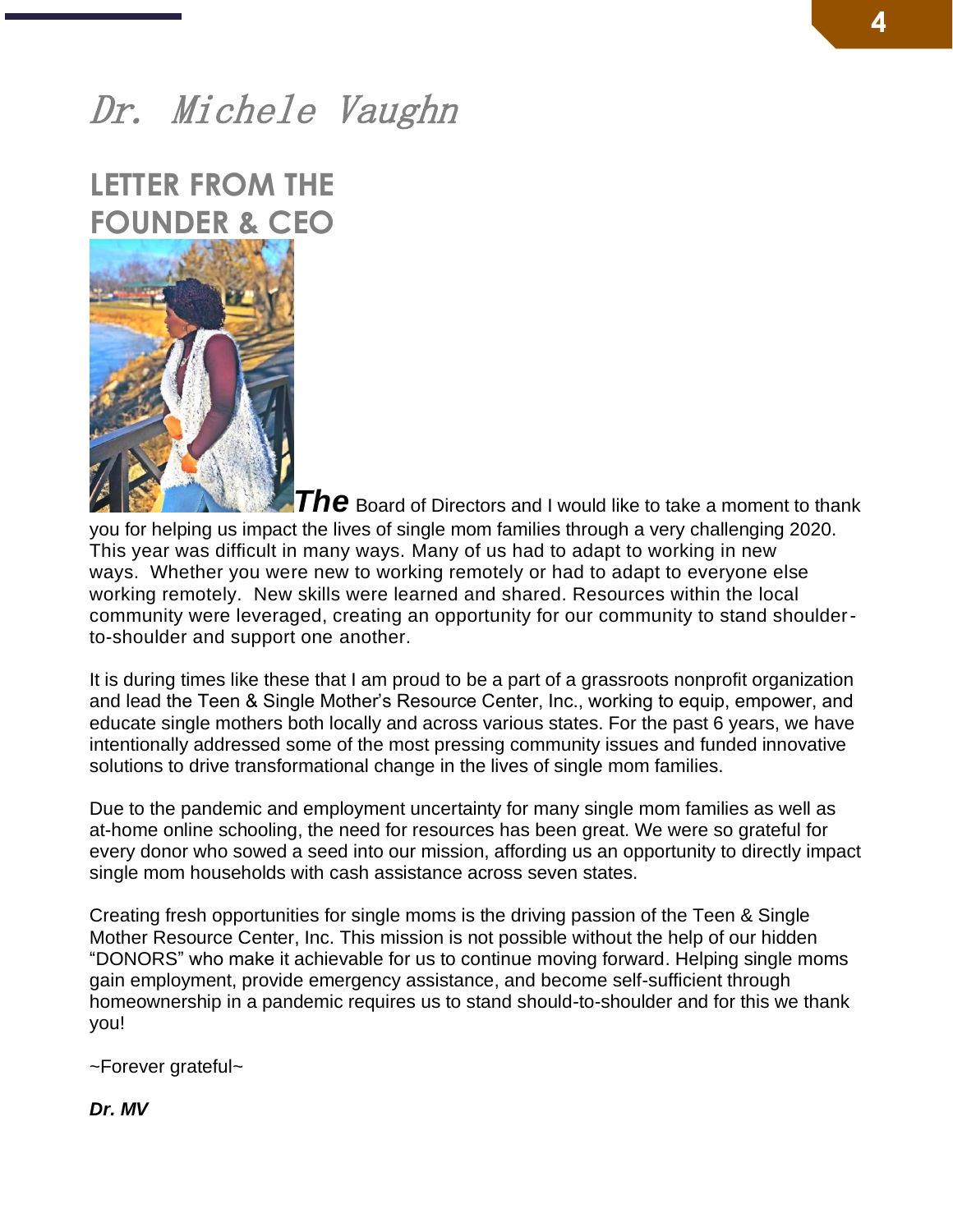# *Dr. Michele Vaughn*

## LETTER FROM THE FOUNDER & CEO

***The*** Board of Directors and I would like to take a moment to thank you for helping us impact the lives of single mom families through a very challenging 2020. This year was difficult in many ways. Many of us had to adapt to working in new ways. Whether you were new to working remotely or had to adapt to everyone else working remotely. New skills were learned and shared. Resources within the local community were leveraged, creating an opportunity for our community to stand shoulder-to-shoulder and support one another.

It is during times like these that I am proud to be a part of a grassroots nonprofit organization and lead the Teen & Single Mother's Resource Center, Inc., working to equip, empower, and educate single mothers both locally and across various states. For the past 6 years, we have intentionally addressed some of the most pressing community issues and funded innovative solutions to drive transformational change in the lives of single mom families.

Due to the pandemic and employment uncertainty for many single mom families as well as at-home online schooling, the need for resources has been great. We were so grateful for every donor who sowed a seed into our mission, affording us an opportunity to directly impact single mom households with cash assistance across seven states.

Creating fresh opportunities for single moms is the driving passion of the Teen & Single Mother Resource Center, Inc. This mission is not possible without the help of our hidden "DONORS" who make it achievable for us to continue moving forward. Helping single moms gain employment, provide emergency assistance, and become self-sufficient through homeownership in a pandemic requires us to stand should-to-shoulder and for this we thank you!

~Forever grateful~

***Dr. MV***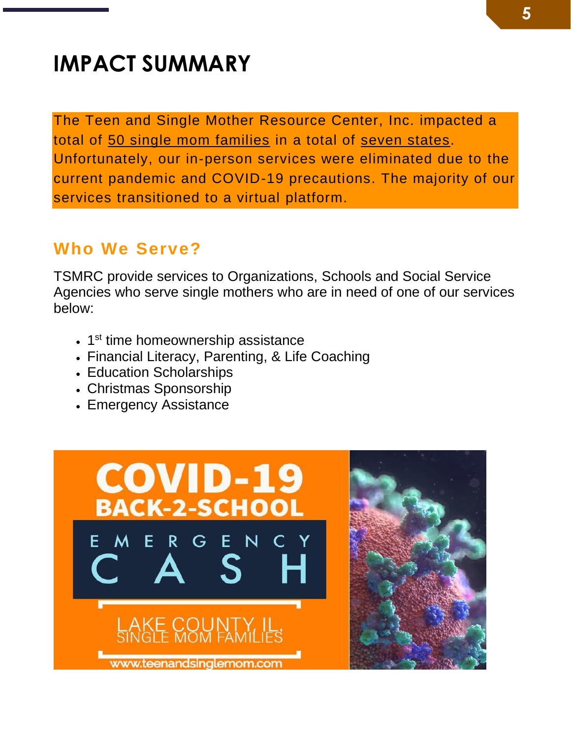# IMPACT SUMMARY

The Teen and Single Mother Resource Center, Inc. impacted a total of 50 single mom families in a total of seven states. Unfortunately, our in-person services were eliminated due to the current pandemic and COVID-19 precautions. The majority of our services transitioned to a virtual platform.

## Who We Serve?

TSMRC provide services to Organizations, Schools and Social Service Agencies who serve single mothers who are in need of one of our services below:

- 1st time homeownership assistance
- Financial Literacy, Parenting, & Life Coaching
- Education Scholarships
- Christmas Sponsorship
- Emergency Assistance

COVID-19 BACK-2-SCHOOL

EMERGENCY CASH

LAKE COUNTY, IL. SINGLE MOM FAMILIES

www.teenandsinglemom.com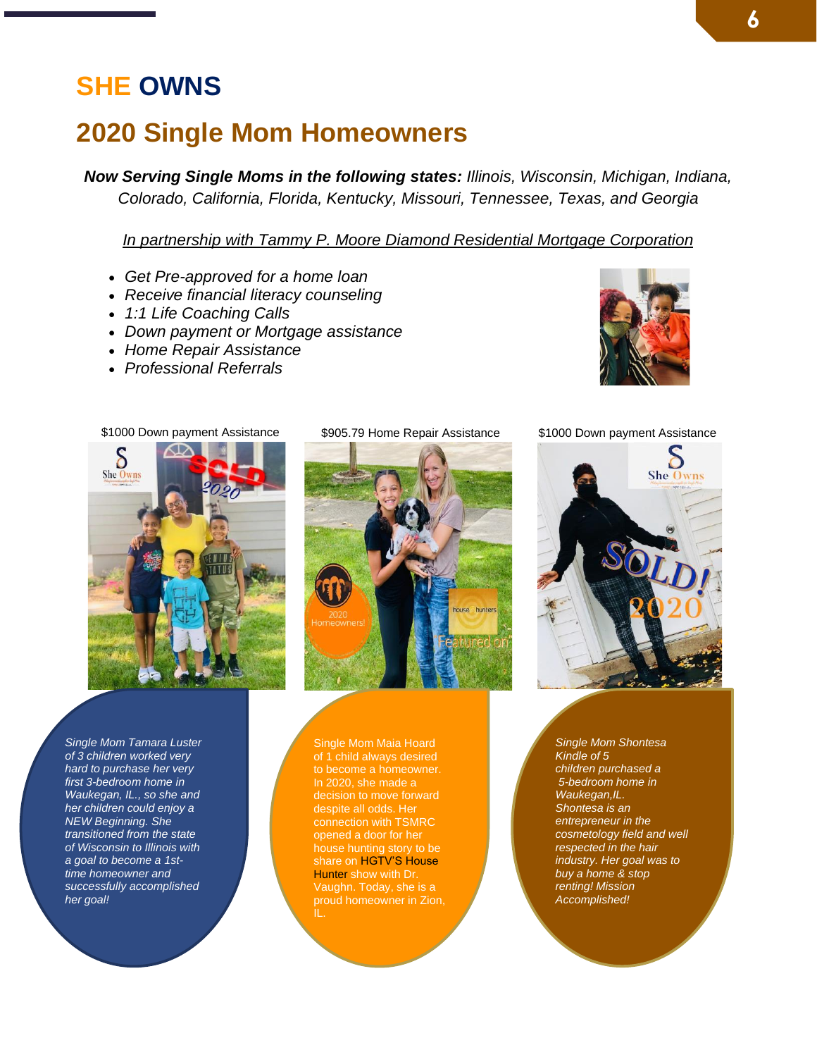# SHE OWNS

## 2020 Single Mom Homeowners

***Now Serving Single Moms in the following states:*** *Illinois, Wisconsin, Michigan, Indiana, Colorado, California, Florida, Kentucky, Missouri, Tennessee, Texas, and Georgia*

*In partnership with Tammy P. Moore Diamond Residential Mortgage Corporation*

- *Get Pre-approved for a home loan*
- *Receive financial literacy counseling*
- *1:1 Life Coaching Calls*
- *Down payment or Mortgage assistance*
- *Home Repair Assistance*
- *Professional Referrals*

$1000 Down payment Assistance

*Single Mom Tamara Luster of 3 children worked very hard to purchase her very first 3-bedroom home in Waukegan, IL., so she and her children could enjoy a NEW Beginning. She transitioned from the state of Wisconsin to Illinois with a goal to become a 1st-time homeowner and successfully accomplished her goal!*

$905.79 Home Repair Assistance

Single Mom Maia Hoard of 1 child always desired to become a homeowner. In 2020, she made a decision to move forward despite all odds. Her connection with TSMRC opened a door for her house hunting story to be share on HGTV'S House Hunter show with Dr. Vaughn. Today, she is a proud homeowner in Zion, IL.

$1000 Down payment Assistance

*Single Mom Shontesa Kindle of 5 children purchased a 5-bedroom home in Waukegan,IL. Shontesa is an entrepreneur in the cosmetology field and well respected in the hair industry. Her goal was to buy a home & stop renting! Mission Accomplished!*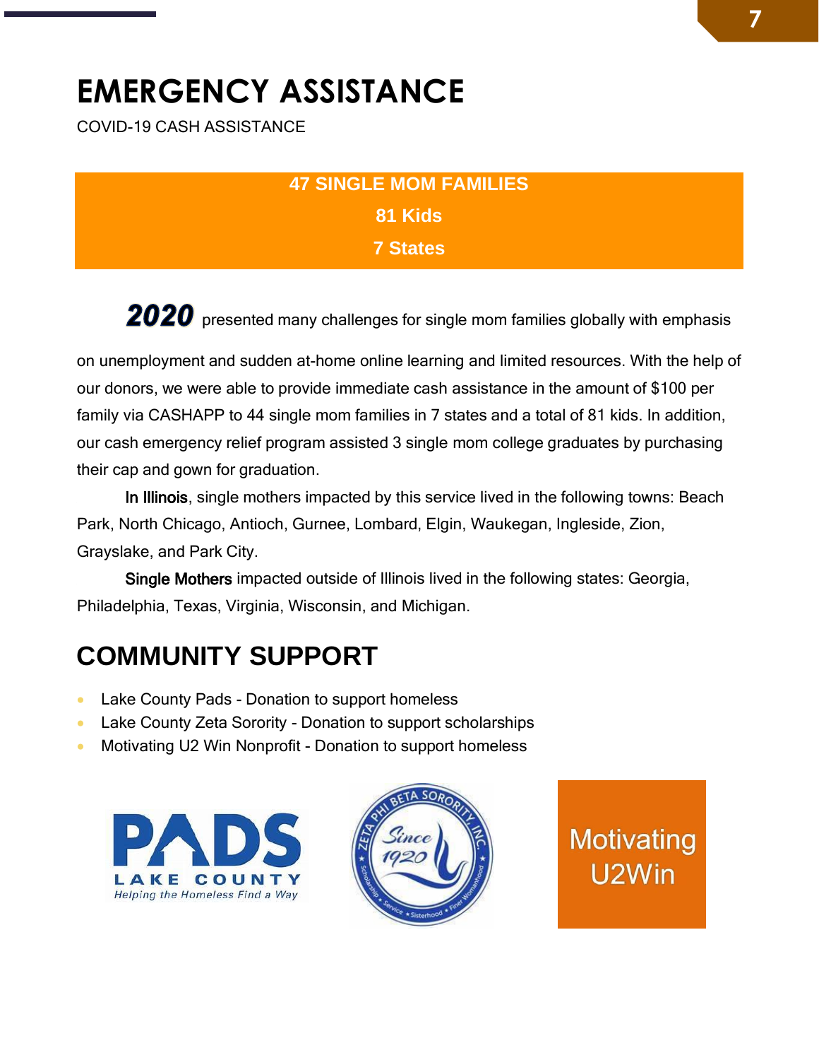# EMERGENCY ASSISTANCE

COVID-19 CASH ASSISTANCE

**47 SINGLE MOM FAMILIES**

**81 Kids**

**7 States**

***2020*** presented many challenges for single mom families globally with emphasis on unemployment and sudden at-home online learning and limited resources. With the help of our donors, we were able to provide immediate cash assistance in the amount of $100 per family via CASHAPP to 44 single mom families in 7 states and a total of 81 kids. In addition, our cash emergency relief program assisted 3 single mom college graduates by purchasing their cap and gown for graduation.

**In Illinois**, single mothers impacted by this service lived in the following towns: Beach Park, North Chicago, Antioch, Gurnee, Lombard, Elgin, Waukegan, Ingleside, Zion, Grayslake, and Park City.

**Single Mothers** impacted outside of Illinois lived in the following states: Georgia, Philadelphia, Texas, Virginia, Wisconsin, and Michigan.

# COMMUNITY SUPPORT

- Lake County Pads - Donation to support homeless
- Lake County Zeta Sorority - Donation to support scholarships
- Motivating U2 Win Nonprofit - Donation to support homeless

PADS LAKE COUNTY Helping the Homeless Find a Way

ZETA PHI BETA SORORITY, INC. Since 1920 Scholarship • Service • Sisterhood • Finer Womanhood

Motivating U2Win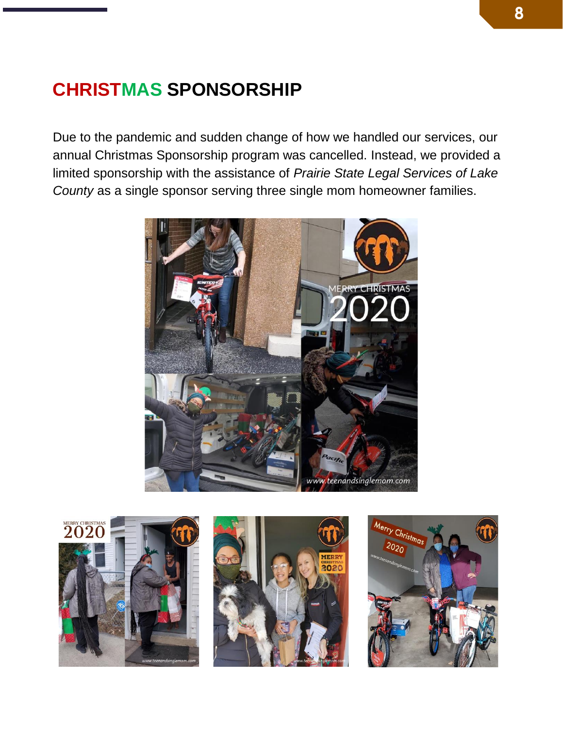# CHRISTMAS SPONSORSHIP

Due to the pandemic and sudden change of how we handled our services, our annual Christmas Sponsorship program was cancelled. Instead, we provided a limited sponsorship with the assistance of *Prairie State Legal Services of Lake County* as a single sponsor serving three single mom homeowner families.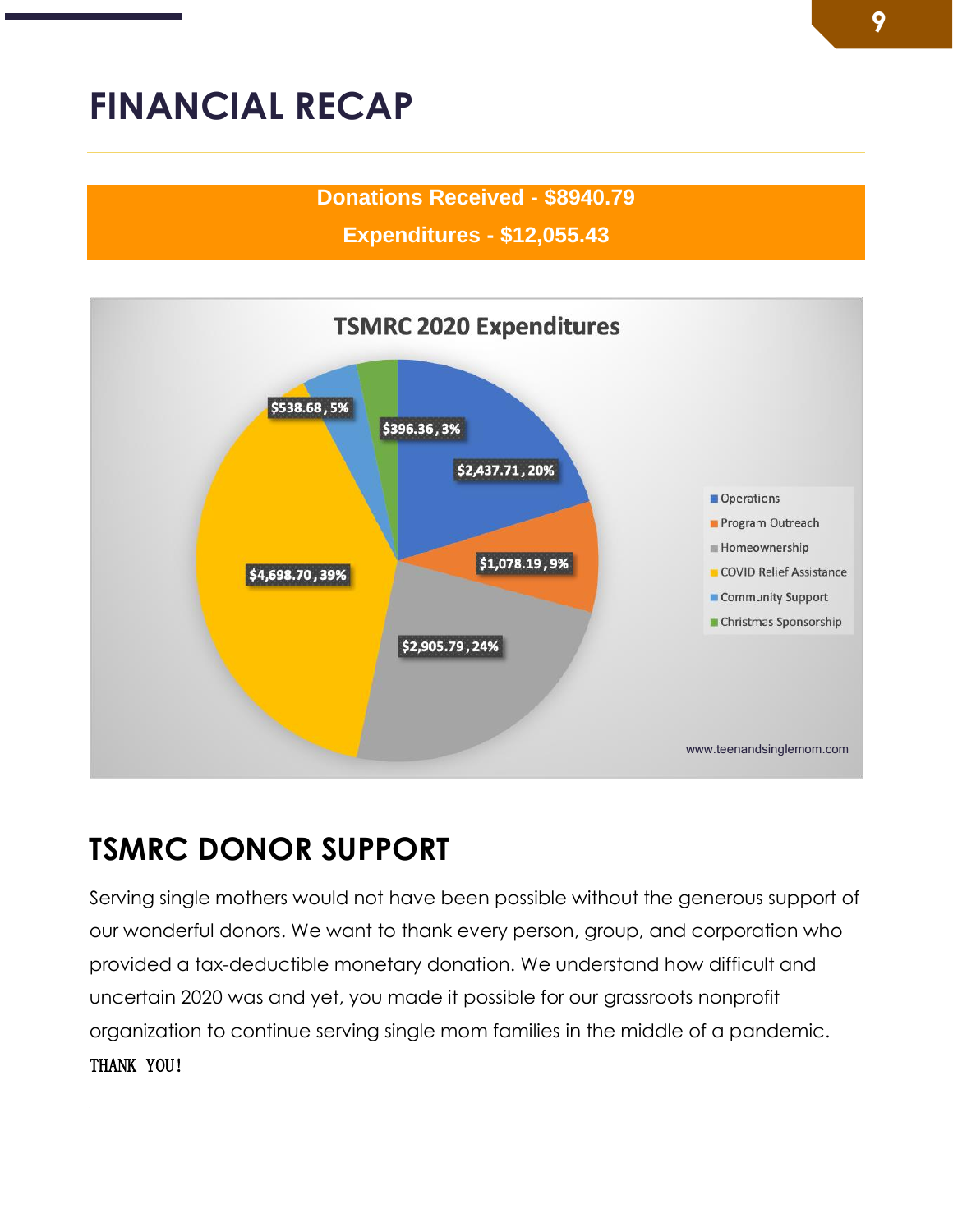# FINANCIAL RECAP

**Donations Received - $8940.79**

**Expenditures - $12,055.43**

TSMRC 2020 Expenditures

| Category | Amount | Percent |
|---|---|---|
| Operations | $2,437.71 | 20% |
| Program Outreach | $1,078.19 | 9% |
| Homeownership | $2,905.79 | 24% |
| COVID Relief Assistance | $4,698.70 | 39% |
| Community Support | $538.68 | 5% |
| Christmas Sponsorship | $396.36 | 3% |

www.teenandsinglemom.com

## TSMRC DONOR SUPPORT

Serving single mothers would not have been possible without the generous support of our wonderful donors. We want to thank every person, group, and corporation who provided a tax-deductible monetary donation. We understand how difficult and uncertain 2020 was and yet, you made it possible for our grassroots nonprofit organization to continue serving single mom families in the middle of a pandemic.

THANK YOU!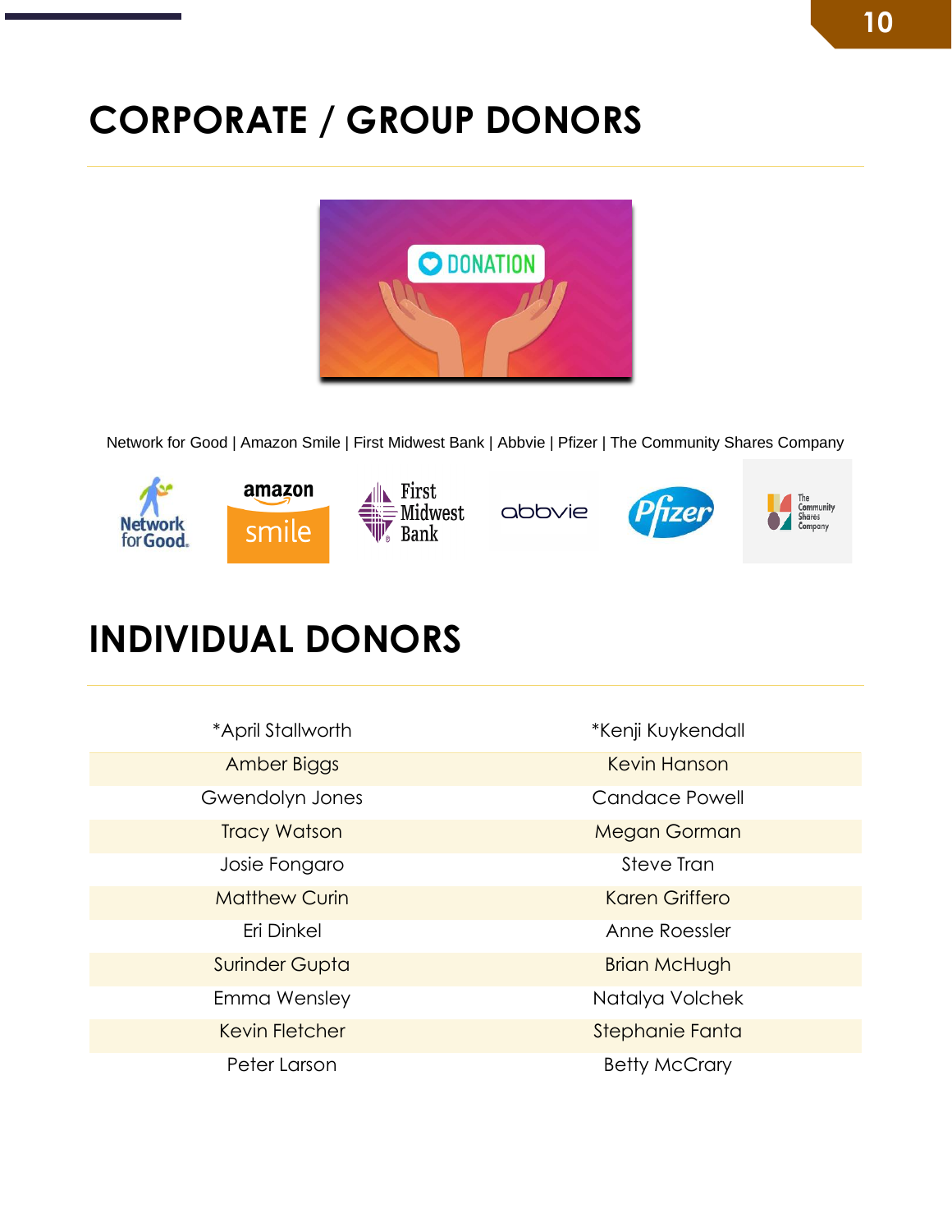# CORPORATE / GROUP DONORS

Network for Good | Amazon Smile | First Midwest Bank | Abbvie | Pfizer | The Community Shares Company

# INDIVIDUAL DONORS

| | |
|---|---|
| *April Stallworth | *Kenji Kuykendall |
| Amber Biggs | Kevin Hanson |
| Gwendolyn Jones | Candace Powell |
| Tracy Watson | Megan Gorman |
| Josie Fongaro | Steve Tran |
| Matthew Curin | Karen Griffero |
| Eri Dinkel | Anne Roessler |
| Surinder Gupta | Brian McHugh |
| Emma Wensley | Natalya Volchek |
| Kevin Fletcher | Stephanie Fanta |
| Peter Larson | Betty McCrary |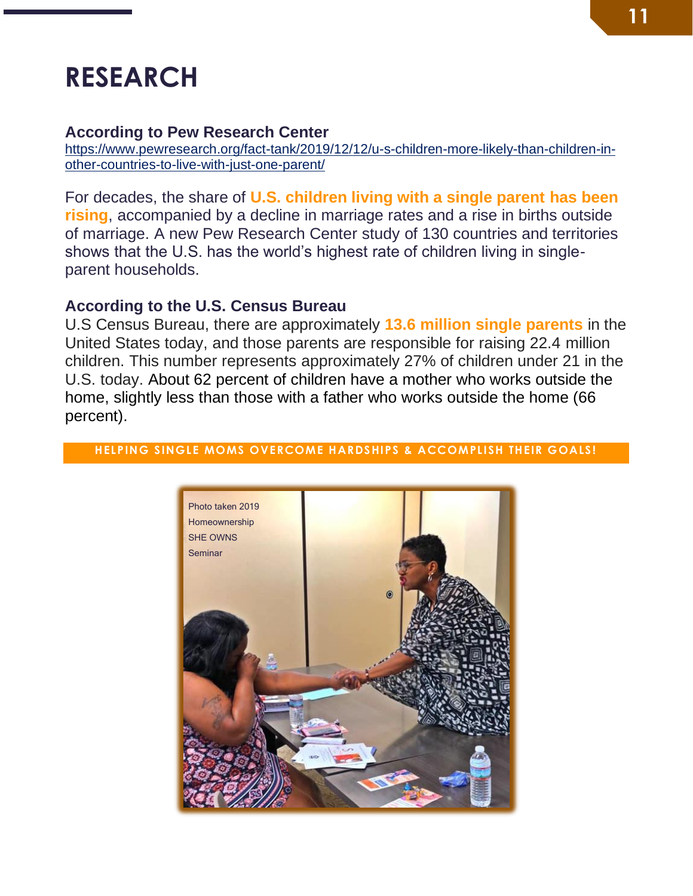# RESEARCH

**According to Pew Research Center**
https://www.pewresearch.org/fact-tank/2019/12/12/u-s-children-more-likely-than-children-in-other-countries-to-live-with-just-one-parent/

For decades, the share of **U.S. children living with a single parent has been rising**, accompanied by a decline in marriage rates and a rise in births outside of marriage. A new Pew Research Center study of 130 countries and territories shows that the U.S. has the world's highest rate of children living in single-parent households.

**According to the U.S. Census Bureau**
U.S Census Bureau, there are approximately **13.6 million single parents** in the United States today, and those parents are responsible for raising 22.4 million children. This number represents approximately 27% of children under 21 in the U.S. today. About 62 percent of children have a mother who works outside the home, slightly less than those with a father who works outside the home (66 percent).

**HELPING SINGLE MOMS OVERCOME HARDSHIPS & ACCOMPLISH THEIR GOALS!**

Photo taken 2019
Homeownership
SHE OWNS
Seminar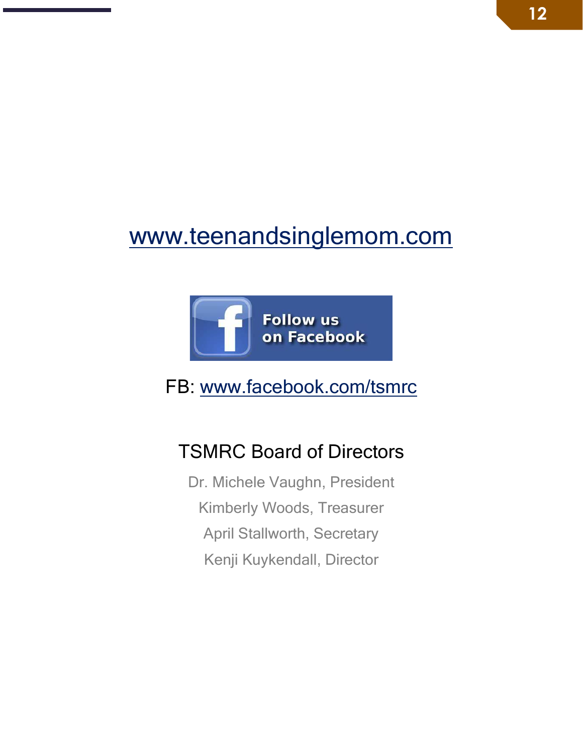www.teenandsinglemom.com

Follow us on Facebook

FB: www.facebook.com/tsmrc

## TSMRC Board of Directors

Dr. Michele Vaughn, President

Kimberly Woods, Treasurer

April Stallworth, Secretary

Kenji Kuykendall, Director